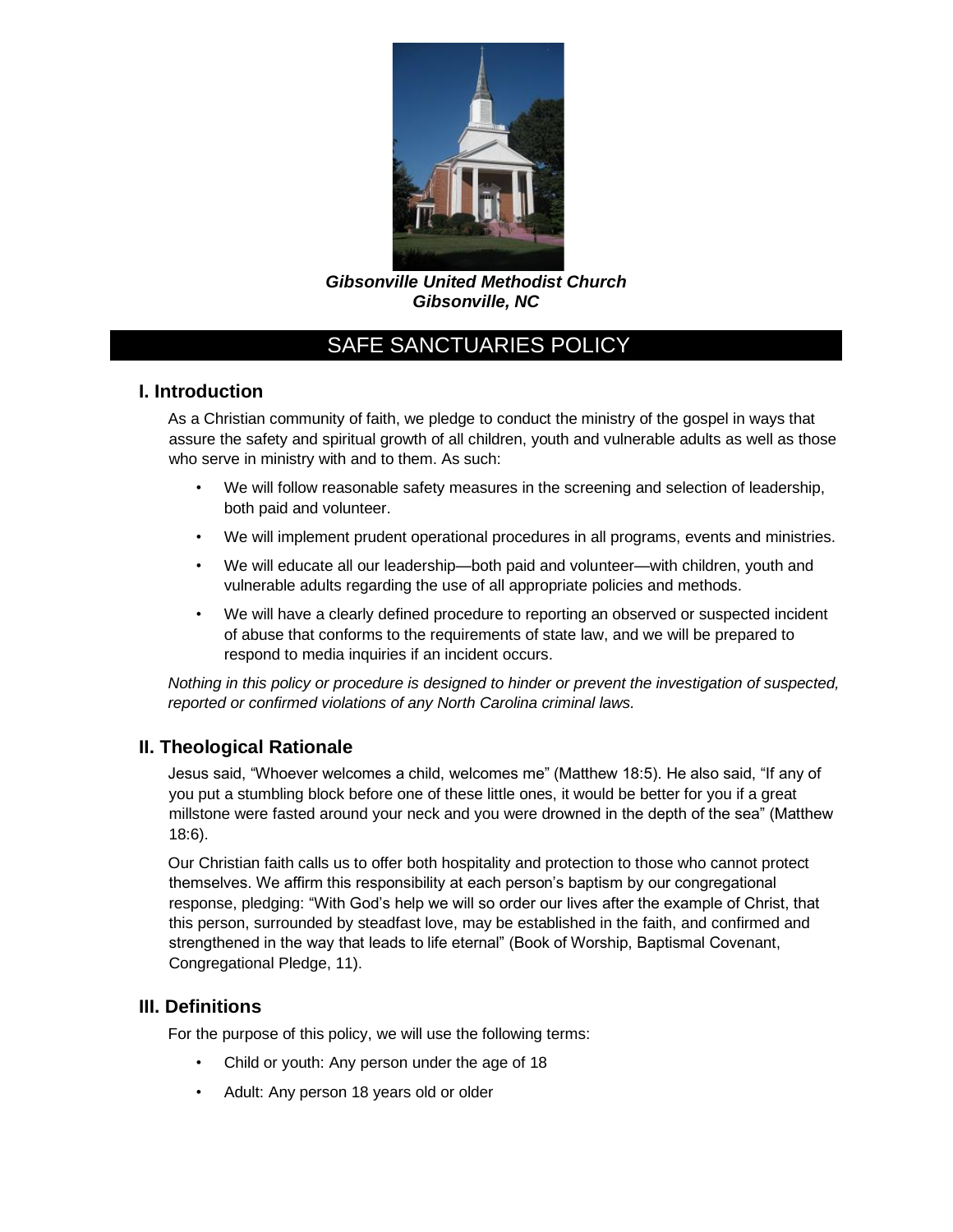***Gibsonville United Methodist Church***
***Gibsonville, NC***

# SAFE SANCTUARIES POLICY

## I. Introduction

As a Christian community of faith, we pledge to conduct the ministry of the gospel in ways that assure the safety and spiritual growth of all children, youth and vulnerable adults as well as those who serve in ministry with and to them. As such:

- We will follow reasonable safety measures in the screening and selection of leadership, both paid and volunteer.
- We will implement prudent operational procedures in all programs, events and ministries.
- We will educate all our leadership—both paid and volunteer—with children, youth and vulnerable adults regarding the use of all appropriate policies and methods.
- We will have a clearly defined procedure to reporting an observed or suspected incident of abuse that conforms to the requirements of state law, and we will be prepared to respond to media inquiries if an incident occurs.

*Nothing in this policy or procedure is designed to hinder or prevent the investigation of suspected, reported or confirmed violations of any North Carolina criminal laws.*

## II. Theological Rationale

Jesus said, "Whoever welcomes a child, welcomes me" (Matthew 18:5). He also said, "If any of you put a stumbling block before one of these little ones, it would be better for you if a great millstone were fasted around your neck and you were drowned in the depth of the sea" (Matthew 18:6).

Our Christian faith calls us to offer both hospitality and protection to those who cannot protect themselves. We affirm this responsibility at each person's baptism by our congregational response, pledging: "With God's help we will so order our lives after the example of Christ, that this person, surrounded by steadfast love, may be established in the faith, and confirmed and strengthened in the way that leads to life eternal" (Book of Worship, Baptismal Covenant, Congregational Pledge, 11).

## III. Definitions

For the purpose of this policy, we will use the following terms:

- Child or youth: Any person under the age of 18
- Adult: Any person 18 years old or older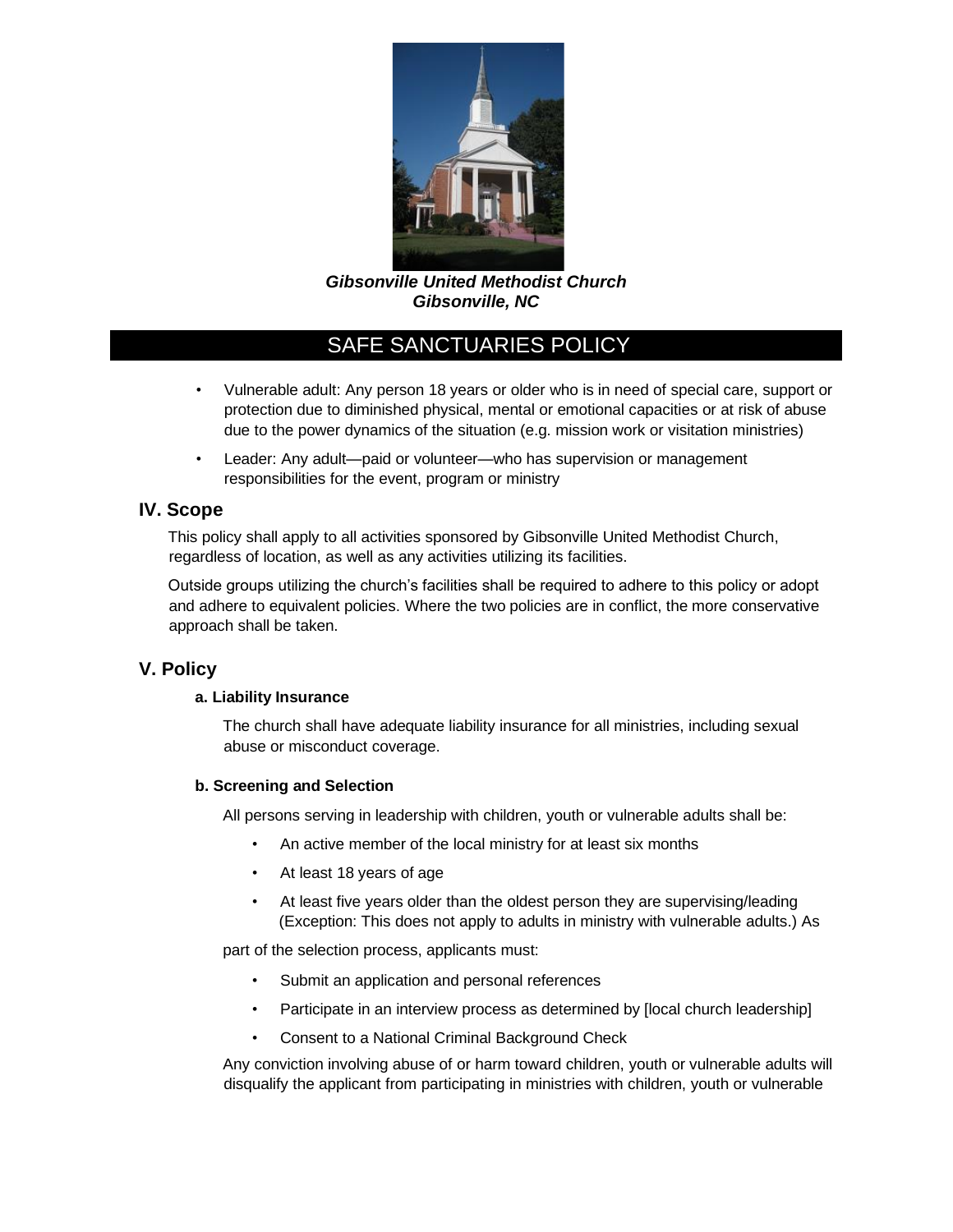*Gibsonville United Methodist Church*
*Gibsonville, NC*

# SAFE SANCTUARIES POLICY

- Vulnerable adult: Any person 18 years or older who is in need of special care, support or protection due to diminished physical, mental or emotional capacities or at risk of abuse due to the power dynamics of the situation (e.g. mission work or visitation ministries)
- Leader: Any adult—paid or volunteer—who has supervision or management responsibilities for the event, program or ministry

## IV. Scope

This policy shall apply to all activities sponsored by Gibsonville United Methodist Church, regardless of location, as well as any activities utilizing its facilities.

Outside groups utilizing the church's facilities shall be required to adhere to this policy or adopt and adhere to equivalent policies. Where the two policies are in conflict, the more conservative approach shall be taken.

## V. Policy

### a. Liability Insurance

The church shall have adequate liability insurance for all ministries, including sexual abuse or misconduct coverage.

### b. Screening and Selection

All persons serving in leadership with children, youth or vulnerable adults shall be:

- An active member of the local ministry for at least six months
- At least 18 years of age
- At least five years older than the oldest person they are supervising/leading (Exception: This does not apply to adults in ministry with vulnerable adults.)

As part of the selection process, applicants must:

- Submit an application and personal references
- Participate in an interview process as determined by [local church leadership]
- Consent to a National Criminal Background Check

Any conviction involving abuse of or harm toward children, youth or vulnerable adults will disqualify the applicant from participating in ministries with children, youth or vulnerable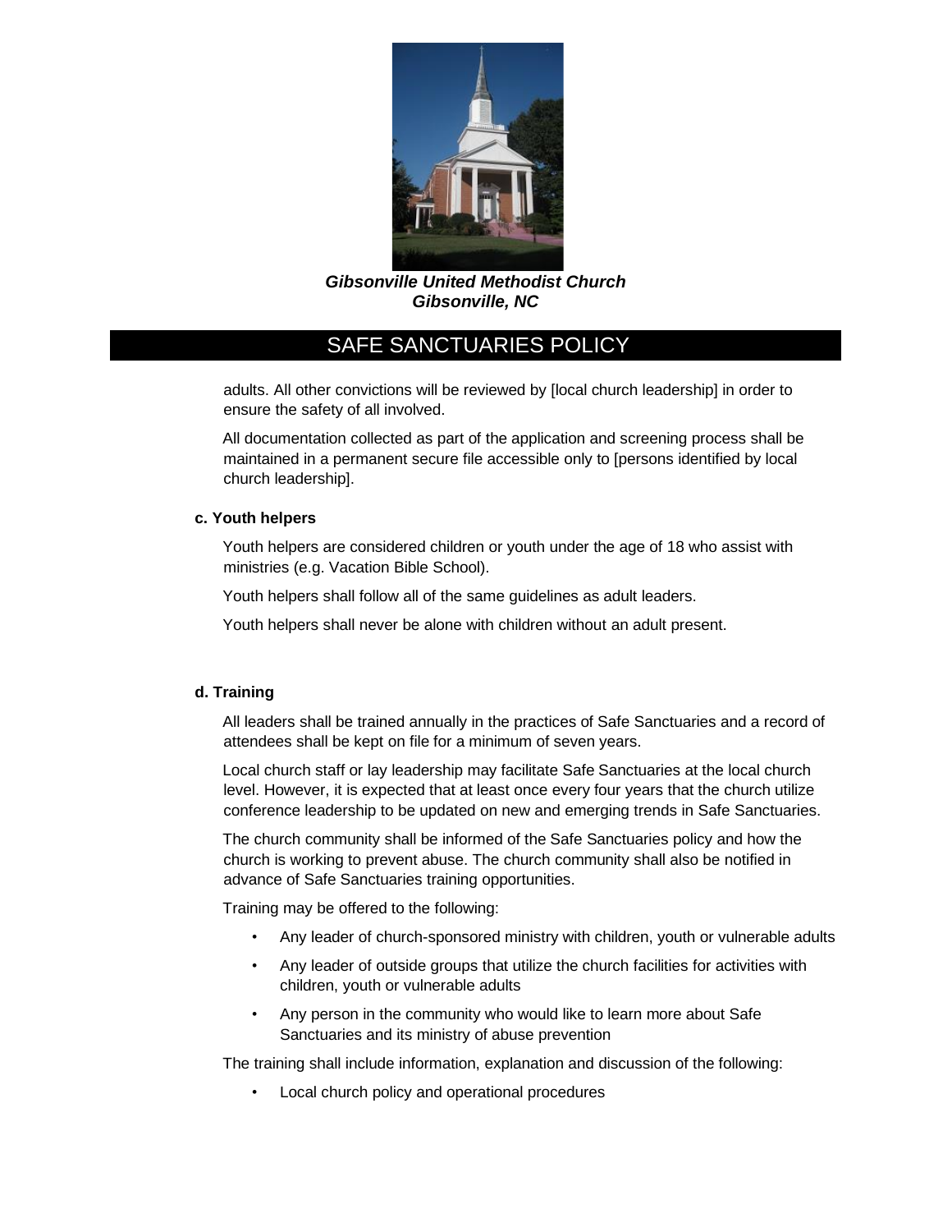adults. All other convictions will be reviewed by [local church leadership] in order to ensure the safety of all involved.

All documentation collected as part of the application and screening process shall be maintained in a permanent secure file accessible only to [persons identified by local church leadership].

**c. Youth helpers**

Youth helpers are considered children or youth under the age of 18 who assist with ministries (e.g. Vacation Bible School).

Youth helpers shall follow all of the same guidelines as adult leaders.

Youth helpers shall never be alone with children without an adult present.

**d. Training**

All leaders shall be trained annually in the practices of Safe Sanctuaries and a record of attendees shall be kept on file for a minimum of seven years.

Local church staff or lay leadership may facilitate Safe Sanctuaries at the local church level. However, it is expected that at least once every four years that the church utilize conference leadership to be updated on new and emerging trends in Safe Sanctuaries.

The church community shall be informed of the Safe Sanctuaries policy and how the church is working to prevent abuse. The church community shall also be notified in advance of Safe Sanctuaries training opportunities.

Training may be offered to the following:

- Any leader of church-sponsored ministry with children, youth or vulnerable adults
- Any leader of outside groups that utilize the church facilities for activities with children, youth or vulnerable adults
- Any person in the community who would like to learn more about Safe Sanctuaries and its ministry of abuse prevention

The training shall include information, explanation and discussion of the following:

- Local church policy and operational procedures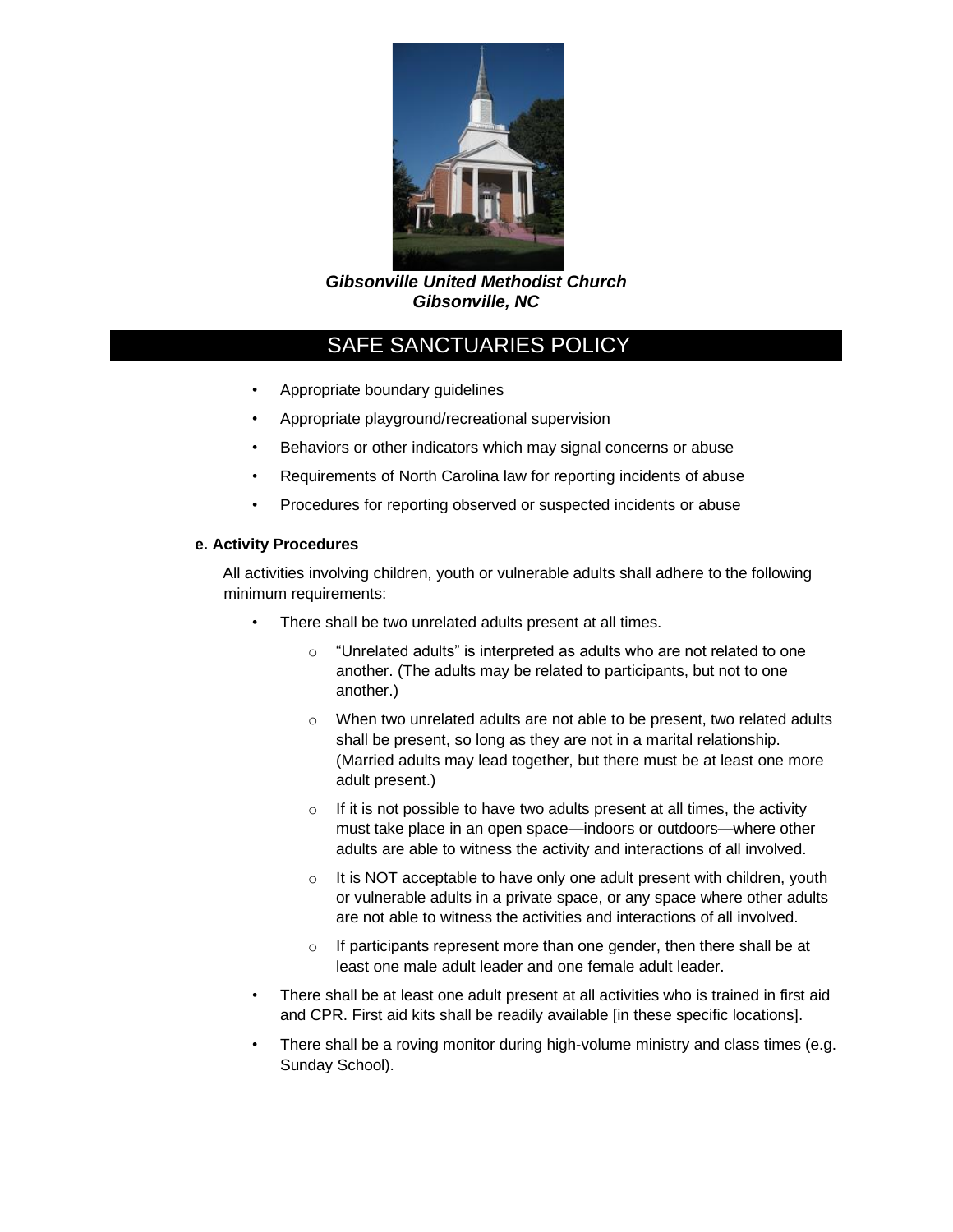*Gibsonville United Methodist Church*
*Gibsonville, NC*

# SAFE SANCTUARIES POLICY

- Appropriate boundary guidelines
- Appropriate playground/recreational supervision
- Behaviors or other indicators which may signal concerns or abuse
- Requirements of North Carolina law for reporting incidents of abuse
- Procedures for reporting observed or suspected incidents or abuse

**e. Activity Procedures**

All activities involving children, youth or vulnerable adults shall adhere to the following minimum requirements:

- There shall be two unrelated adults present at all times.
  - "Unrelated adults" is interpreted as adults who are not related to one another. (The adults may be related to participants, but not to one another.)
  - When two unrelated adults are not able to be present, two related adults shall be present, so long as they are not in a marital relationship. (Married adults may lead together, but there must be at least one more adult present.)
  - If it is not possible to have two adults present at all times, the activity must take place in an open space—indoors or outdoors—where other adults are able to witness the activity and interactions of all involved.
  - It is NOT acceptable to have only one adult present with children, youth or vulnerable adults in a private space, or any space where other adults are not able to witness the activities and interactions of all involved.
  - If participants represent more than one gender, then there shall be at least one male adult leader and one female adult leader.
- There shall be at least one adult present at all activities who is trained in first aid and CPR. First aid kits shall be readily available [in these specific locations].
- There shall be a roving monitor during high-volume ministry and class times (e.g. Sunday School).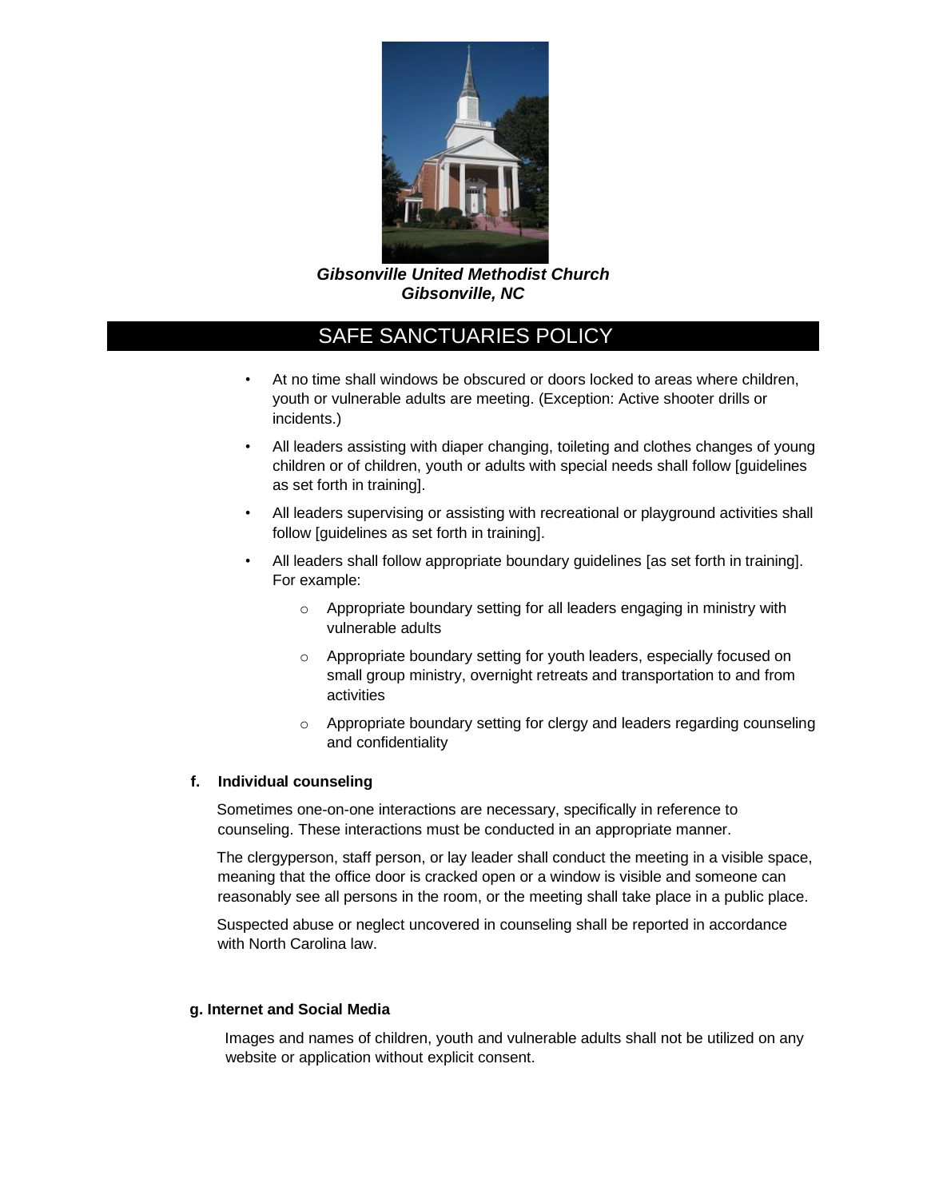- At no time shall windows be obscured or doors locked to areas where children, youth or vulnerable adults are meeting. (Exception: Active shooter drills or incidents.)
- All leaders assisting with diaper changing, toileting and clothes changes of young children or of children, youth or adults with special needs shall follow [guidelines as set forth in training].
- All leaders supervising or assisting with recreational or playground activities shall follow [guidelines as set forth in training].
- All leaders shall follow appropriate boundary guidelines [as set forth in training]. For example:
  - Appropriate boundary setting for all leaders engaging in ministry with vulnerable adults
  - Appropriate boundary setting for youth leaders, especially focused on small group ministry, overnight retreats and transportation to and from activities
  - Appropriate boundary setting for clergy and leaders regarding counseling and confidentiality

**f. Individual counseling**

Sometimes one-on-one interactions are necessary, specifically in reference to counseling. These interactions must be conducted in an appropriate manner.

The clergyperson, staff person, or lay leader shall conduct the meeting in a visible space, meaning that the office door is cracked open or a window is visible and someone can reasonably see all persons in the room, or the meeting shall take place in a public place.

Suspected abuse or neglect uncovered in counseling shall be reported in accordance with North Carolina law.

**g. Internet and Social Media**

Images and names of children, youth and vulnerable adults shall not be utilized on any website or application without explicit consent.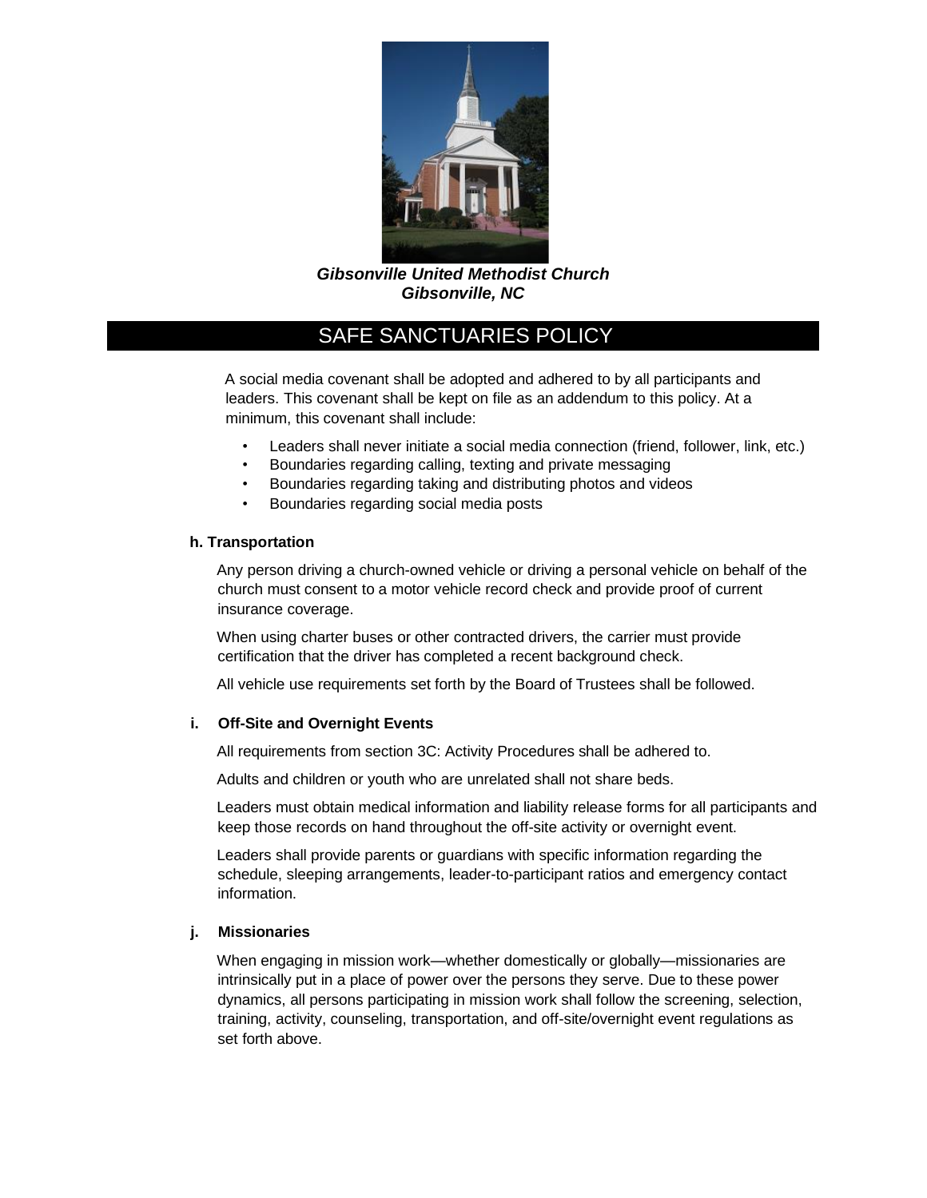*Gibsonville United Methodist Church*
*Gibsonville, NC*

# SAFE SANCTUARIES POLICY

A social media covenant shall be adopted and adhered to by all participants and leaders. This covenant shall be kept on file as an addendum to this policy. At a minimum, this covenant shall include:

- Leaders shall never initiate a social media connection (friend, follower, link, etc.)
- Boundaries regarding calling, texting and private messaging
- Boundaries regarding taking and distributing photos and videos
- Boundaries regarding social media posts

**h. Transportation**

Any person driving a church-owned vehicle or driving a personal vehicle on behalf of the church must consent to a motor vehicle record check and provide proof of current insurance coverage.

When using charter buses or other contracted drivers, the carrier must provide certification that the driver has completed a recent background check.

All vehicle use requirements set forth by the Board of Trustees shall be followed.

**i. Off-Site and Overnight Events**

All requirements from section 3C: Activity Procedures shall be adhered to.

Adults and children or youth who are unrelated shall not share beds.

Leaders must obtain medical information and liability release forms for all participants and keep those records on hand throughout the off-site activity or overnight event.

Leaders shall provide parents or guardians with specific information regarding the schedule, sleeping arrangements, leader-to-participant ratios and emergency contact information.

**j. Missionaries**

When engaging in mission work—whether domestically or globally—missionaries are intrinsically put in a place of power over the persons they serve. Due to these power dynamics, all persons participating in mission work shall follow the screening, selection, training, activity, counseling, transportation, and off-site/overnight event regulations as set forth above.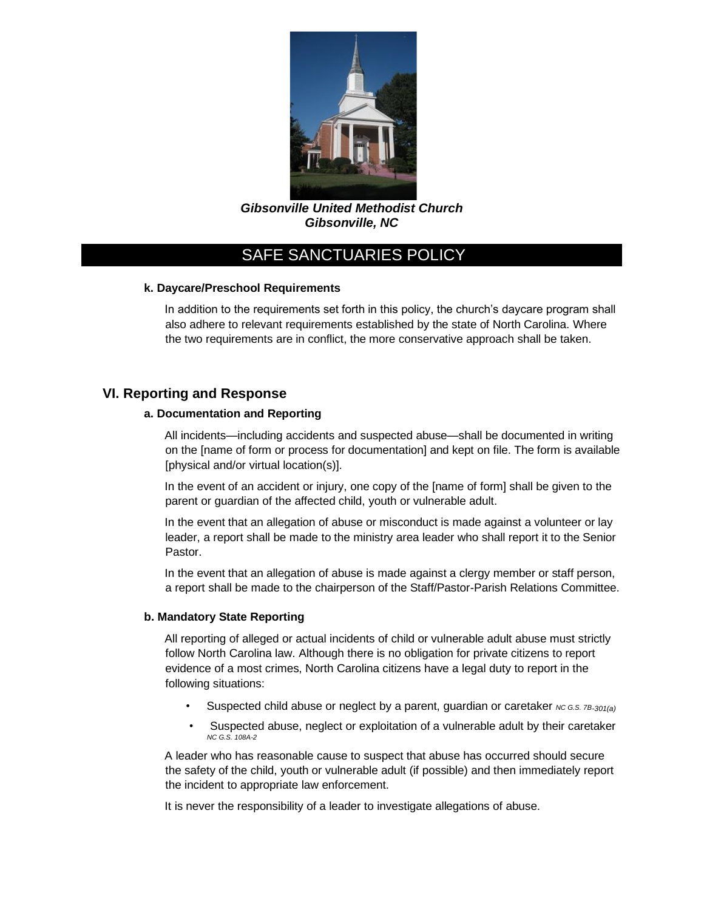*Gibsonville United Methodist Church*
*Gibsonville, NC*

# SAFE SANCTUARIES POLICY

#### k. Daycare/Preschool Requirements

In addition to the requirements set forth in this policy, the church's daycare program shall also adhere to relevant requirements established by the state of North Carolina. Where the two requirements are in conflict, the more conservative approach shall be taken.

## VI. Reporting and Response

#### a. Documentation and Reporting

All incidents—including accidents and suspected abuse—shall be documented in writing on the [name of form or process for documentation] and kept on file. The form is available [physical and/or virtual location(s)].

In the event of an accident or injury, one copy of the [name of form] shall be given to the parent or guardian of the affected child, youth or vulnerable adult.

In the event that an allegation of abuse or misconduct is made against a volunteer or lay leader, a report shall be made to the ministry area leader who shall report it to the Senior Pastor.

In the event that an allegation of abuse is made against a clergy member or staff person, a report shall be made to the chairperson of the Staff/Pastor-Parish Relations Committee.

#### b. Mandatory State Reporting

All reporting of alleged or actual incidents of child or vulnerable adult abuse must strictly follow North Carolina law. Although there is no obligation for private citizens to report evidence of a most crimes, North Carolina citizens have a legal duty to report in the following situations:

- Suspected child abuse or neglect by a parent, guardian or caretaker *NC G.S. 7B-301(a)*
- Suspected abuse, neglect or exploitation of a vulnerable adult by their caretaker *NC G.S. 108A-2*

A leader who has reasonable cause to suspect that abuse has occurred should secure the safety of the child, youth or vulnerable adult (if possible) and then immediately report the incident to appropriate law enforcement.

It is never the responsibility of a leader to investigate allegations of abuse.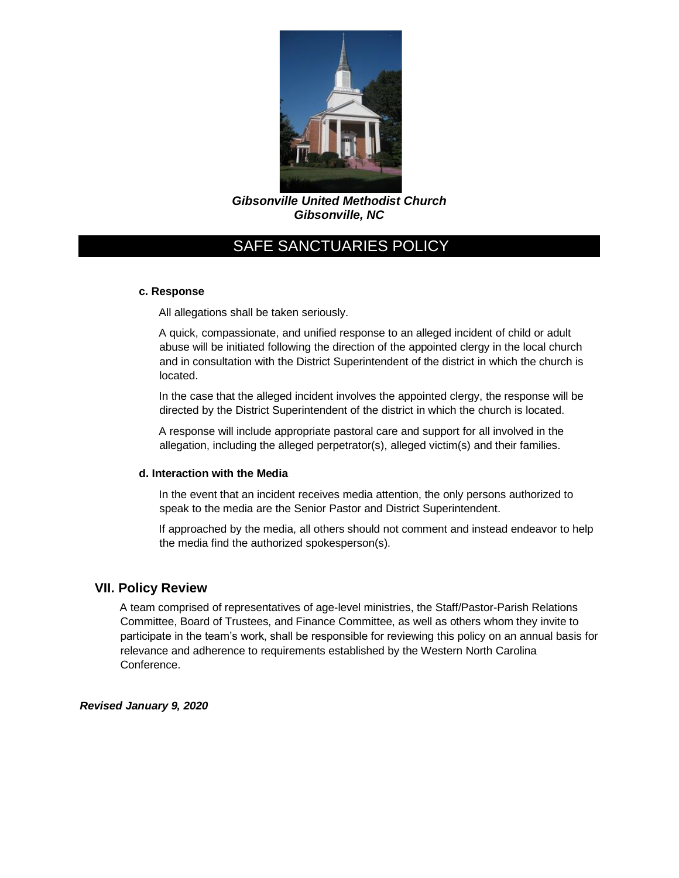*Gibsonville United Methodist Church*
*Gibsonville, NC*

# SAFE SANCTUARIES POLICY

#### c. Response

All allegations shall be taken seriously.

A quick, compassionate, and unified response to an alleged incident of child or adult abuse will be initiated following the direction of the appointed clergy in the local church and in consultation with the District Superintendent of the district in which the church is located.

In the case that the alleged incident involves the appointed clergy, the response will be directed by the District Superintendent of the district in which the church is located.

A response will include appropriate pastoral care and support for all involved in the allegation, including the alleged perpetrator(s), alleged victim(s) and their families.

#### d. Interaction with the Media

In the event that an incident receives media attention, the only persons authorized to speak to the media are the Senior Pastor and District Superintendent.

If approached by the media, all others should not comment and instead endeavor to help the media find the authorized spokesperson(s).

## VII. Policy Review

A team comprised of representatives of age-level ministries, the Staff/Pastor-Parish Relations Committee, Board of Trustees, and Finance Committee, as well as others whom they invite to participate in the team's work, shall be responsible for reviewing this policy on an annual basis for relevance and adherence to requirements established by the Western North Carolina Conference.

***Revised January 9, 2020***